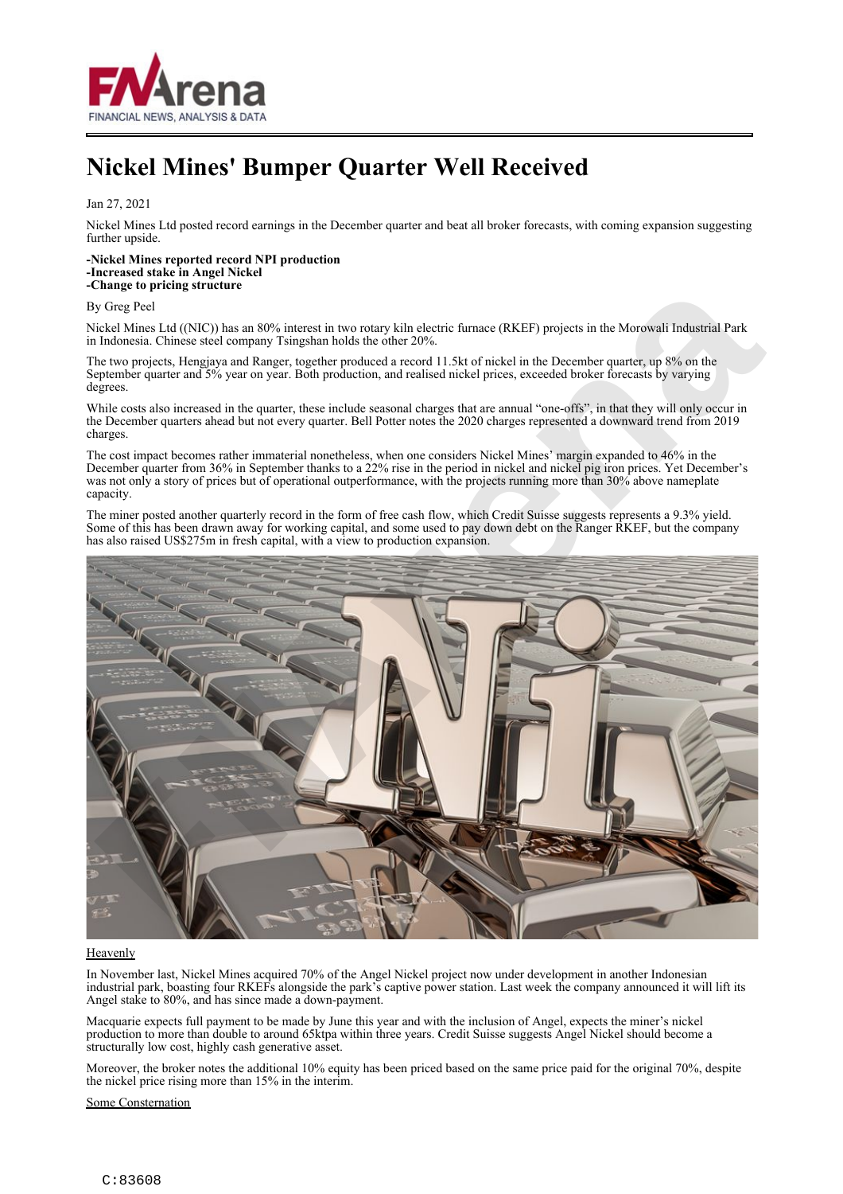# Nickel Mines' Bumper Quarter Well Received

Jan 27, 2021

Nickel Mines Ltd posted record earnings in the December quarter and beat all broker forecasts, with coming expansion suggesting further upside.

**-Nickel Mines reported record NPI production**
**-Increased stake in Angel Nickel**
**-Change to pricing structure**

By Greg Peel

Nickel Mines Ltd ((NIC)) has an 80% interest in two rotary kiln electric furnace (RKEF) projects in the Morowali Industrial Park in Indonesia. Chinese steel company Tsingshan holds the other 20%.

The two projects, Hengjaya and Ranger, together produced a record 11.5kt of nickel in the December quarter, up 8% on the September quarter and 5% year on year. Both production, and realised nickel prices, exceeded broker forecasts by varying degrees.

While costs also increased in the quarter, these include seasonal charges that are annual "one-offs", in that they will only occur in the December quarters ahead but not every quarter. Bell Potter notes the 2020 charges represented a downward trend from 2019 charges.

The cost impact becomes rather immaterial nonetheless, when one considers Nickel Mines' margin expanded to 46% in the December quarter from 36% in September thanks to a 22% rise in the period in nickel and nickel pig iron prices. Yet December's was not only a story of prices but of operational outperformance, with the projects running more than 30% above nameplate capacity.

The miner posted another quarterly record in the form of free cash flow, which Credit Suisse suggests represents a 9.3% yield. Some of this has been drawn away for working capital, and some used to pay down debt on the Ranger RKEF, but the company has also raised US$275m in fresh capital, with a view to production expansion.

Heavenly

In November last, Nickel Mines acquired 70% of the Angel Nickel project now under development in another Indonesian industrial park, boasting four RKEFs alongside the park's captive power station. Last week the company announced it will lift its Angel stake to 80%, and has since made a down-payment.

Macquarie expects full payment to be made by June this year and with the inclusion of Angel, expects the miner's nickel production to more than double to around 65ktpa within three years. Credit Suisse suggests Angel Nickel should become a structurally low cost, highly cash generative asset.

Moreover, the broker notes the additional 10% equity has been priced based on the same price paid for the original 70%, despite the nickel price rising more than 15% in the interim.

Some Consternation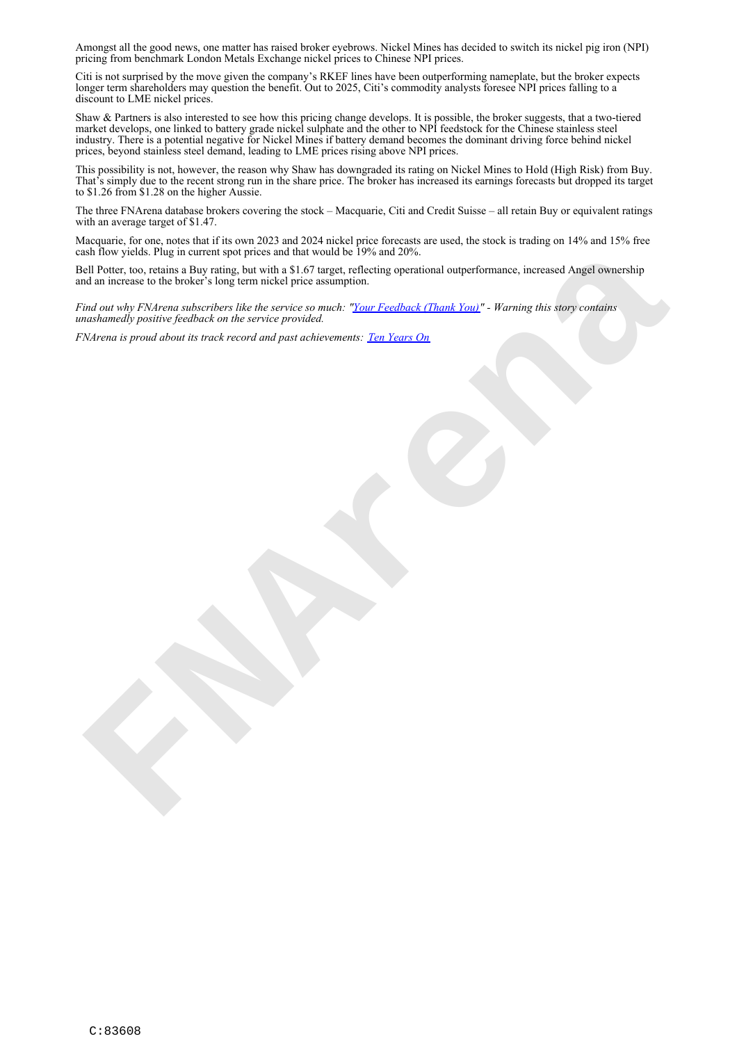Amongst all the good news, one matter has raised broker eyebrows. Nickel Mines has decided to switch its nickel pig iron (NPI) pricing from benchmark London Metals Exchange nickel prices to Chinese NPI prices.

Citi is not surprised by the move given the company's RKEF lines have been outperforming nameplate, but the broker expects longer term shareholders may question the benefit. Out to 2025, Citi's commodity analysts foresee NPI prices falling to a discount to LME nickel prices.

Shaw & Partners is also interested to see how this pricing change develops. It is possible, the broker suggests, that a two-tiered market develops, one linked to battery grade nickel sulphate and the other to NPI feedstock for the Chinese stainless steel industry. There is a potential negative for Nickel Mines if battery demand becomes the dominant driving force behind nickel prices, beyond stainless steel demand, leading to LME prices rising above NPI prices.

This possibility is not, however, the reason why Shaw has downgraded its rating on Nickel Mines to Hold (High Risk) from Buy. That's simply due to the recent strong run in the share price. The broker has increased its earnings forecasts but dropped its target to $1.26 from $1.28 on the higher Aussie.

The three FNArena database brokers covering the stock – Macquarie, Citi and Credit Suisse – all retain Buy or equivalent ratings with an average target of $1.47.

Macquarie, for one, notes that if its own 2023 and 2024 nickel price forecasts are used, the stock is trading on 14% and 15% free cash flow yields. Plug in current spot prices and that would be 19% and 20%.

Bell Potter, too, retains a Buy rating, but with a $1.67 target, reflecting operational outperformance, increased Angel ownership and an increase to the broker's long term nickel price assumption.

*Find out why FNArena subscribers like the service so much: "Your Feedback (Thank You)" - Warning this story contains unashamedly positive feedback on the service provided.*

*FNArena is proud about its track record and past achievements: Ten Years On*